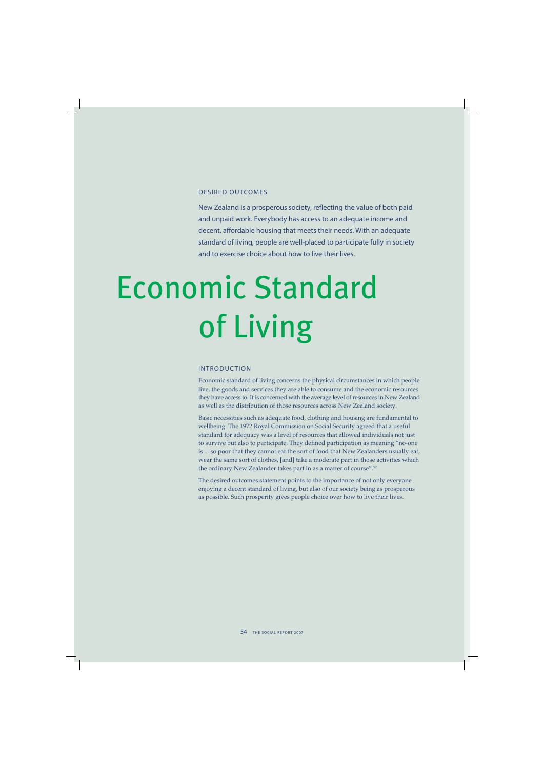## DESIRED OUTCOMES

New Zealand is a prosperous society, reflecting the value of both paid and unpaid work. Everybody has access to an adequate income and decent, affordable housing that meets their needs. With an adequate standard of living, people are well-placed to participate fully in society and to exercise choice about how to live their lives.

# Economic Standard of Living

## INTRODUCTION

Economic standard of living concerns the physical circumstances in which people live, the goods and services they are able to consume and the economic resources they have access to. It is concerned with the average level of resources in New Zealand as well as the distribution of those resources across New Zealand society.

Basic necessities such as adequate food, clothing and housing are fundamental to wellbeing. The 1972 Royal Commission on Social Security agreed that a useful standard for adequacy was a level of resources that allowed individuals not just to survive but also to participate. They defined participation as meaning "no-one is ... so poor that they cannot eat the sort of food that New Zealanders usually eat, wear the same sort of clothes, [and] take a moderate part in those activities which the ordinary New Zealander takes part in as a matter of course".[52]

The desired outcomes statement points to the importance of not only everyone enjoying a decent standard of living, but also of our society being as prosperous as possible. Such prosperity gives people choice over how to live their lives.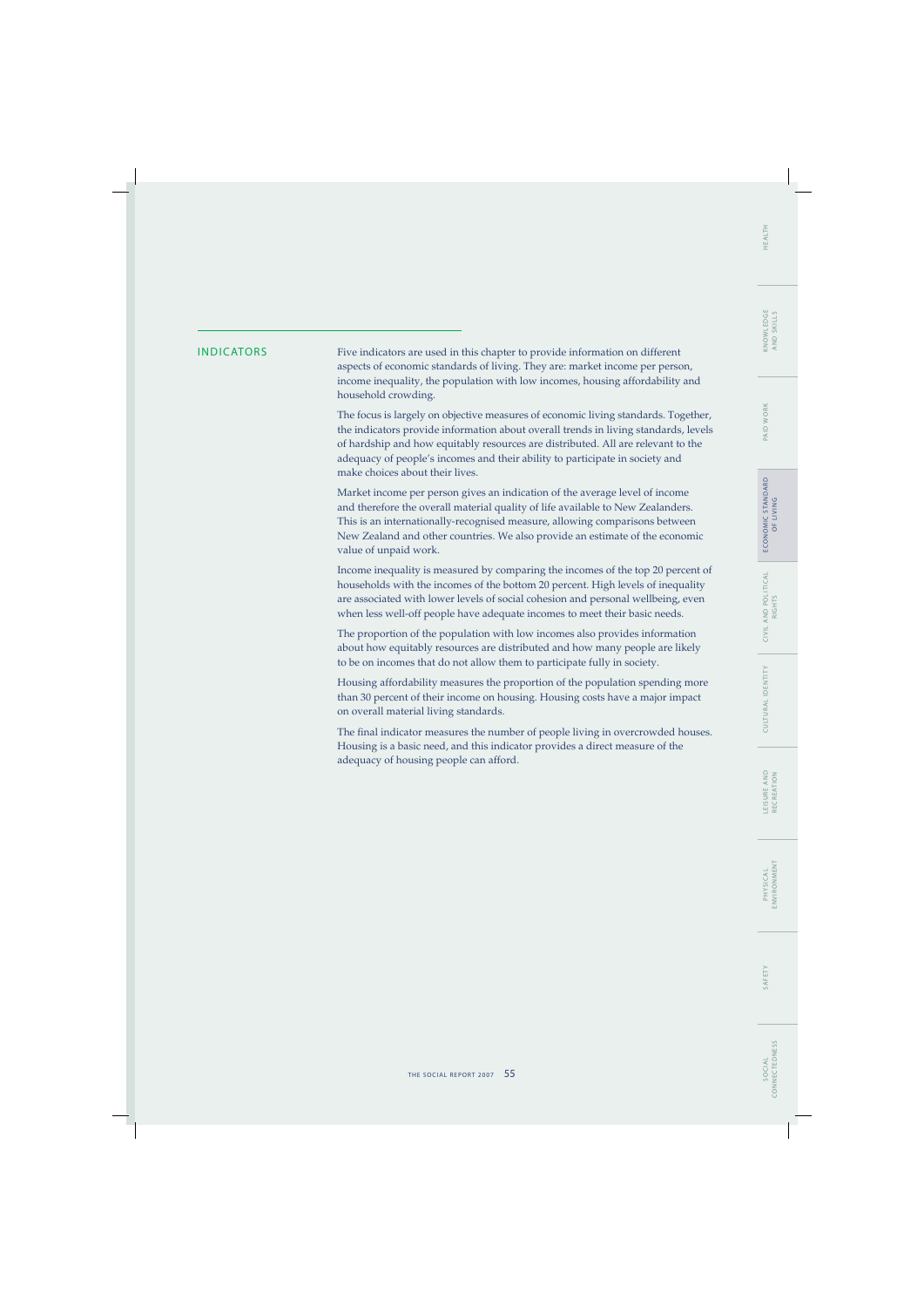## INDICATORS

Five indicators are used in this chapter to provide information on different aspects of economic standards of living. They are: market income per person, income inequality, the population with low incomes, housing affordability and household crowding.

The focus is largely on objective measures of economic living standards. Together, the indicators provide information about overall trends in living standards, levels of hardship and how equitably resources are distributed. All are relevant to the adequacy of people's incomes and their ability to participate in society and make choices about their lives.

Market income per person gives an indication of the average level of income and therefore the overall material quality of life available to New Zealanders. This is an internationally-recognised measure, allowing comparisons between New Zealand and other countries. We also provide an estimate of the economic value of unpaid work.

Income inequality is measured by comparing the incomes of the top 20 percent of households with the incomes of the bottom 20 percent. High levels of inequality are associated with lower levels of social cohesion and personal wellbeing, even when less well-off people have adequate incomes to meet their basic needs.

The proportion of the population with low incomes also provides information about how equitably resources are distributed and how many people are likely to be on incomes that do not allow them to participate fully in society.

Housing affordability measures the proportion of the population spending more than 30 percent of their income on housing. Housing costs have a major impact on overall material living standards.

The final indicator measures the number of people living in overcrowded houses. Housing is a basic need, and this indicator provides a direct measure of the adequacy of housing people can afford.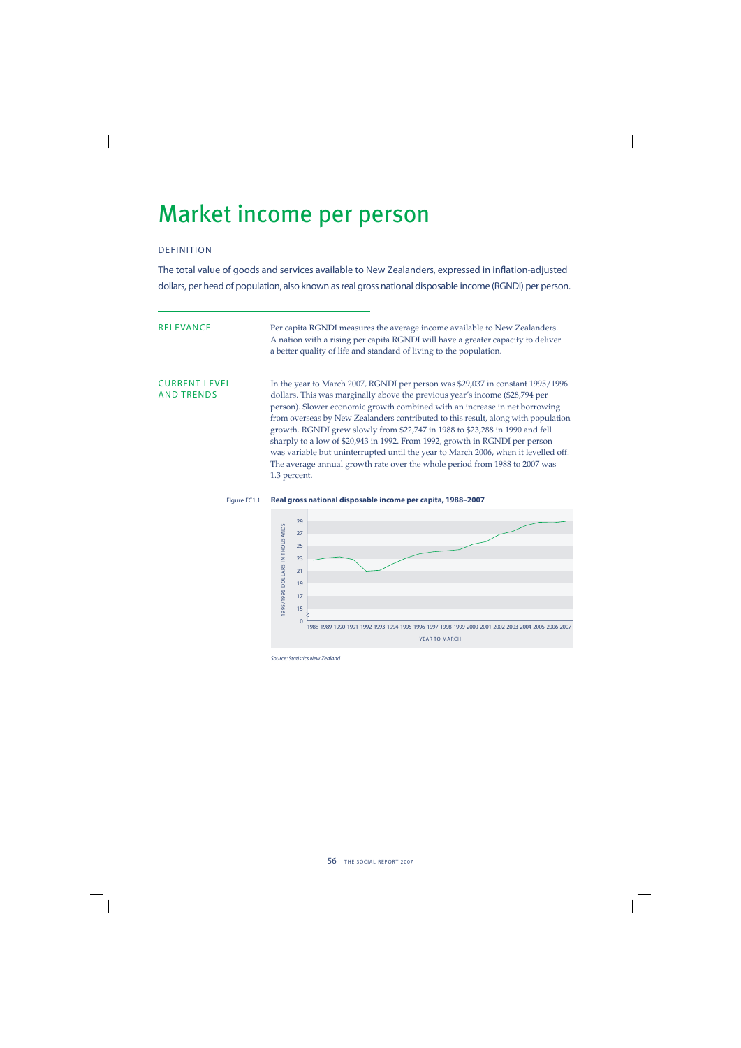# Market income per person

## DEFINITION

The total value of goods and services available to New Zealanders, expressed in inflation-adjusted dollars, per head of population, also known as real gross national disposable income (RGNDI) per person.

## RELEVANCE

Per capita RGNDI measures the average income available to New Zealanders. A nation with a rising per capita RGNDI will have a greater capacity to deliver a better quality of life and standard of living to the population.

## CURRENT LEVEL AND TRENDS

In the year to March 2007, RGNDI per person was $29,037 in constant 1995/1996 dollars. This was marginally above the previous year's income ($28,794 per person). Slower economic growth combined with an increase in net borrowing from overseas by New Zealanders contributed to this result, along with population growth. RGNDI grew slowly from $22,747 in 1988 to $23,288 in 1990 and fell sharply to a low of $20,943 in 1992. From 1992, growth in RGNDI per person was variable but uninterrupted until the year to March 2006, when it levelled off. The average annual growth rate over the whole period from 1988 to 2007 was 1.3 percent.

Figure EC1.1 **Real gross national disposable income per capita, 1988–2007**

1995/1996 DOLLARS IN THOUSANDS

YEAR TO MARCH

*Source: Statistics New Zealand*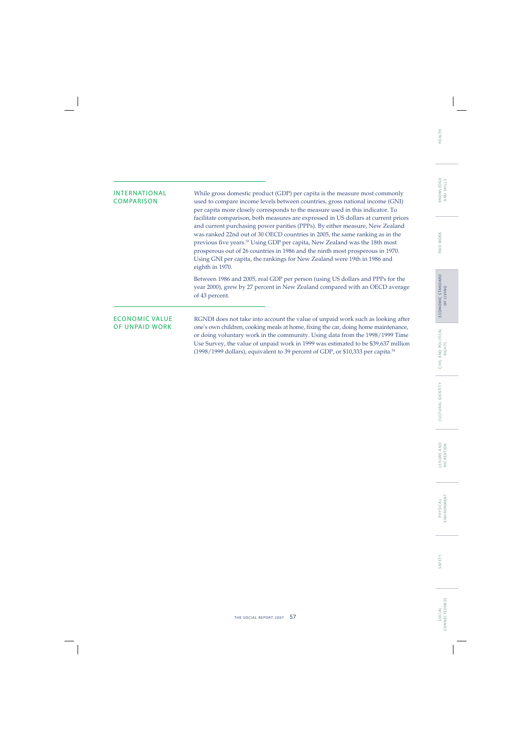## INTERNATIONAL COMPARISON

While gross domestic product (GDP) per capita is the measure most commonly used to compare income levels between countries, gross national income (GNI) per capita more closely corresponds to the measure used in this indicator. To facilitate comparison, both measures are expressed in US dollars at current prices and current purchasing power parities (PPPs). By either measure, New Zealand was ranked 22nd out of 30 OECD countries in 2005, the same ranking as in the previous five years.[53] Using GDP per capita, New Zealand was the 18th most prosperous out of 26 countries in 1986 and the ninth most prosperous in 1970. Using GNI per capita, the rankings for New Zealand were 19th in 1986 and eighth in 1970.

Between 1986 and 2005, real GDP per person (using US dollars and PPPs for the year 2000), grew by 27 percent in New Zealand compared with an OECD average of 43 percent.

## ECONOMIC VALUE OF UNPAID WORK

RGNDI does not take into account the value of unpaid work such as looking after one's own children, cooking meals at home, fixing the car, doing home maintenance, or doing voluntary work in the community. Using data from the 1998/1999 Time Use Survey, the value of unpaid work in 1999 was estimated to be $39,637 million (1998/1999 dollars), equivalent to 39 percent of GDP, or $10,333 per capita.[54]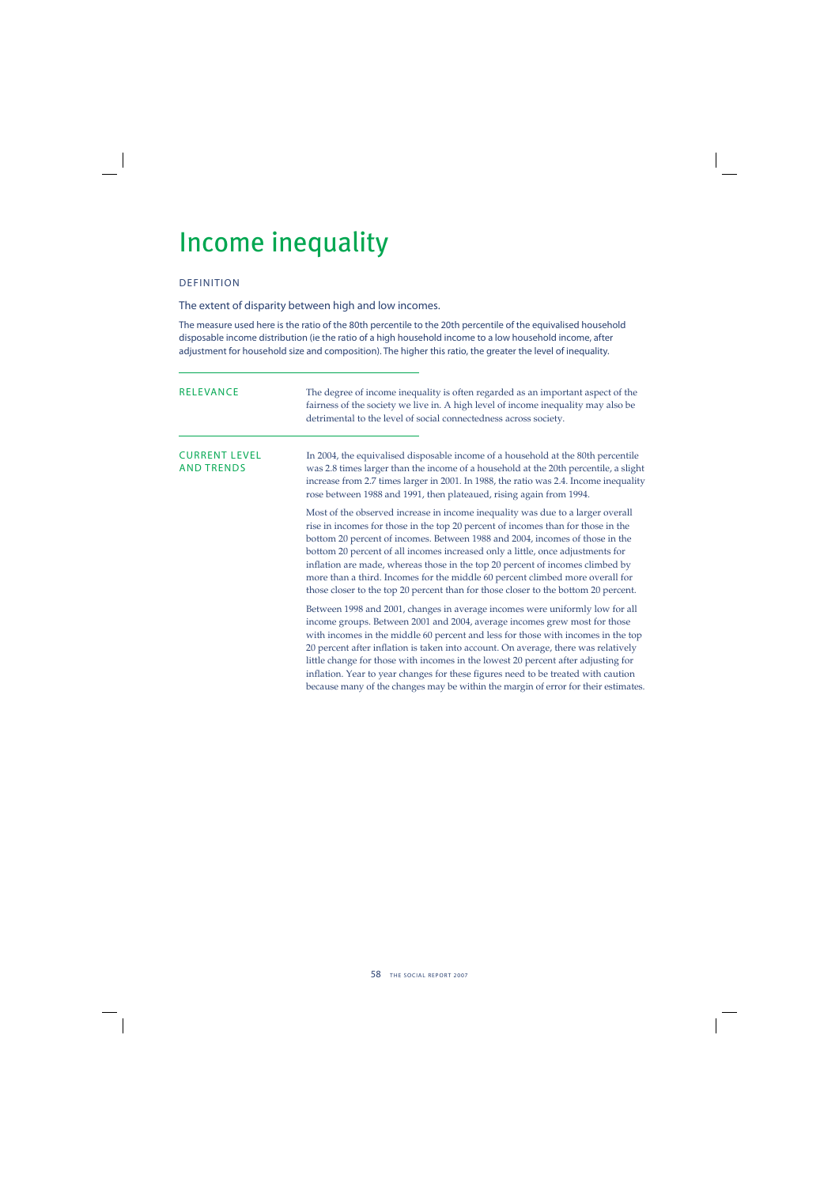# Income inequality

## DEFINITION

The extent of disparity between high and low incomes.

The measure used here is the ratio of the 80th percentile to the 20th percentile of the equivalised household disposable income distribution (ie the ratio of a high household income to a low household income, after adjustment for household size and composition). The higher this ratio, the greater the level of inequality.

## RELEVANCE

The degree of income inequality is often regarded as an important aspect of the fairness of the society we live in. A high level of income inequality may also be detrimental to the level of social connectedness across society.

## CURRENT LEVEL AND TRENDS

In 2004, the equivalised disposable income of a household at the 80th percentile was 2.8 times larger than the income of a household at the 20th percentile, a slight increase from 2.7 times larger in 2001. In 1988, the ratio was 2.4. Income inequality rose between 1988 and 1991, then plateaued, rising again from 1994.

Most of the observed increase in income inequality was due to a larger overall rise in incomes for those in the top 20 percent of incomes than for those in the bottom 20 percent of incomes. Between 1988 and 2004, incomes of those in the bottom 20 percent of all incomes increased only a little, once adjustments for inflation are made, whereas those in the top 20 percent of incomes climbed by more than a third. Incomes for the middle 60 percent climbed more overall for those closer to the top 20 percent than for those closer to the bottom 20 percent.

Between 1998 and 2001, changes in average incomes were uniformly low for all income groups. Between 2001 and 2004, average incomes grew most for those with incomes in the middle 60 percent and less for those with incomes in the top 20 percent after inflation is taken into account. On average, there was relatively little change for those with incomes in the lowest 20 percent after adjusting for inflation. Year to year changes for these figures need to be treated with caution because many of the changes may be within the margin of error for their estimates.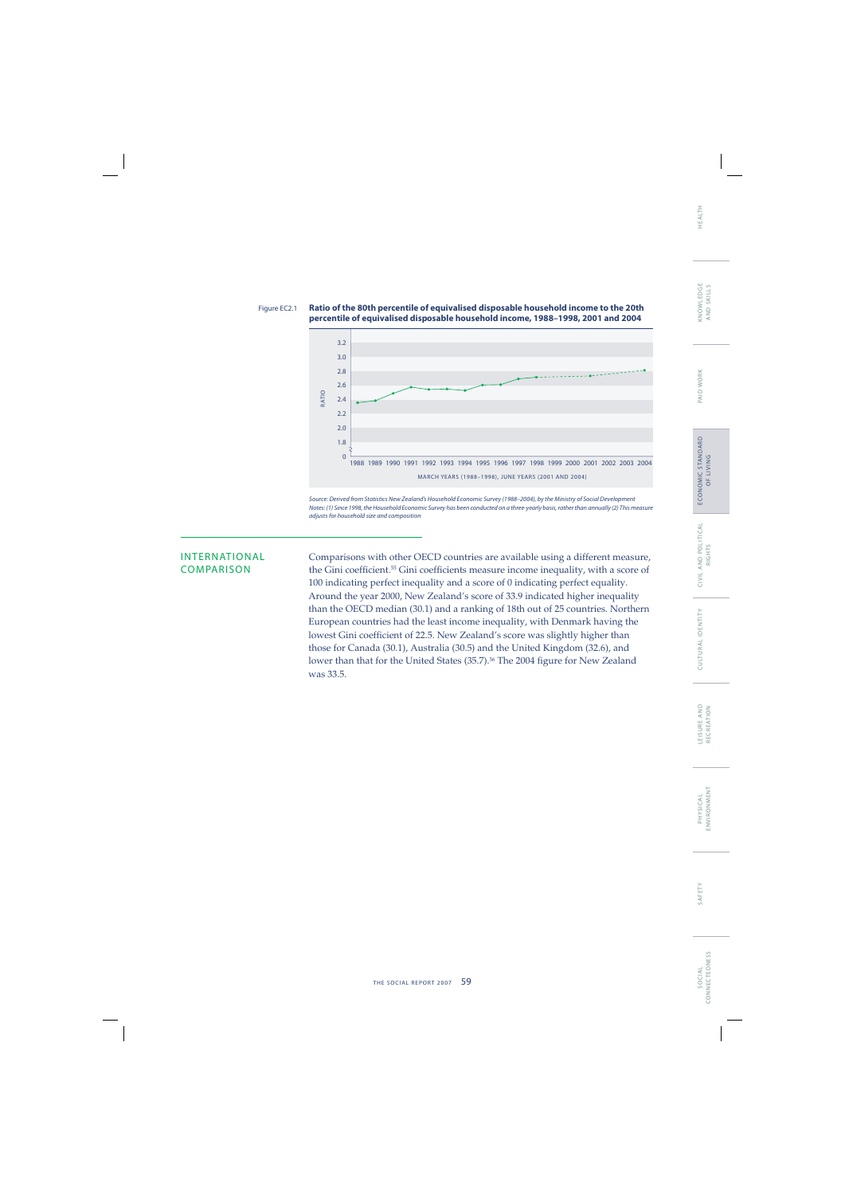Figure EC2.1 **Ratio of the 80th percentile of equivalised disposable household income to the 20th percentile of equivalised disposable household income, 1988–1998, 2001 and 2004**

*Source: Derived from Statistics New Zealand's Household Economic Survey (1988–2004), by the Ministry of Social Development*
*Notes: (1) Since 1998, the Household Economic Survey has been conducted on a three-yearly basis, rather than annually (2) This measure adjusts for household size and composition*

## INTERNATIONAL COMPARISON

Comparisons with other OECD countries are available using a different measure, the Gini coefficient.[55] Gini coefficients measure income inequality, with a score of 100 indicating perfect inequality and a score of 0 indicating perfect equality. Around the year 2000, New Zealand's score of 33.9 indicated higher inequality than the OECD median (30.1) and a ranking of 18th out of 25 countries. Northern European countries had the least income inequality, with Denmark having the lowest Gini coefficient of 22.5. New Zealand's score was slightly higher than those for Canada (30.1), Australia (30.5) and the United Kingdom (32.6), and lower than that for the United States (35.7).[56] The 2004 figure for New Zealand was 33.5.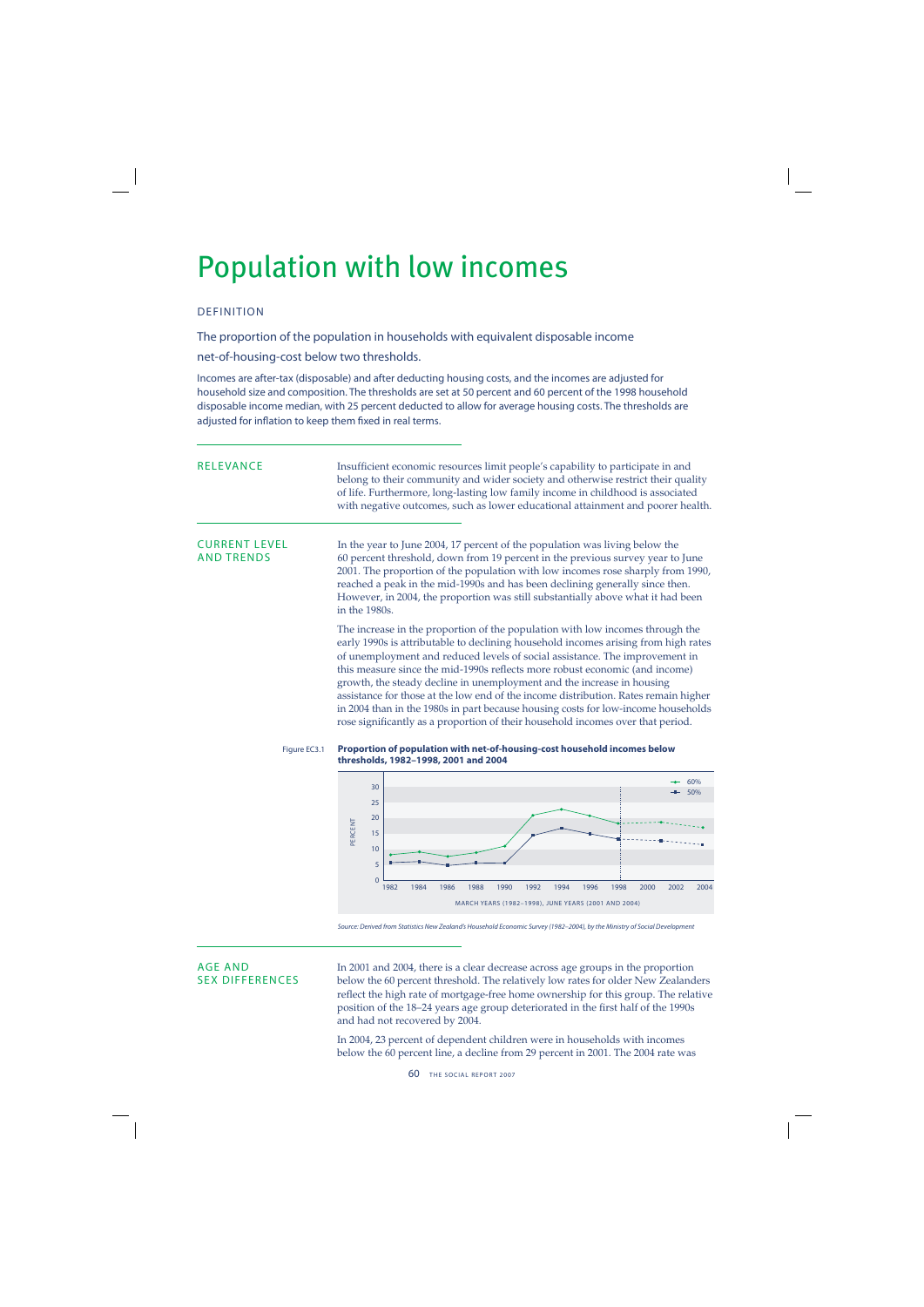# Population with low incomes

## DEFINITION

The proportion of the population in households with equivalent disposable income net-of-housing-cost below two thresholds.

Incomes are after-tax (disposable) and after deducting housing costs, and the incomes are adjusted for household size and composition. The thresholds are set at 50 percent and 60 percent of the 1998 household disposable income median, with 25 percent deducted to allow for average housing costs. The thresholds are adjusted for inflation to keep them fixed in real terms.

## RELEVANCE

Insufficient economic resources limit people's capability to participate in and belong to their community and wider society and otherwise restrict their quality of life. Furthermore, long-lasting low family income in childhood is associated with negative outcomes, such as lower educational attainment and poorer health.

## CURRENT LEVEL AND TRENDS

In the year to June 2004, 17 percent of the population was living below the 60 percent threshold, down from 19 percent in the previous survey year to June 2001. The proportion of the population with low incomes rose sharply from 1990, reached a peak in the mid-1990s and has been declining generally since then. However, in 2004, the proportion was still substantially above what it had been in the 1980s.

The increase in the proportion of the population with low incomes through the early 1990s is attributable to declining household incomes arising from high rates of unemployment and reduced levels of social assistance. The improvement in this measure since the mid-1990s reflects more robust economic (and income) growth, the steady decline in unemployment and the increase in housing assistance for those at the low end of the income distribution. Rates remain higher in 2004 than in the 1980s in part because housing costs for low-income households rose significantly as a proportion of their household incomes over that period.

Figure EC3.1 **Proportion of population with net-of-housing-cost household incomes below thresholds, 1982–1998, 2001 and 2004**

*Source: Derived from Statistics New Zealand's Household Economic Survey (1982–2004), by the Ministry of Social Development*

## AGE AND SEX DIFFERENCES

In 2001 and 2004, there is a clear decrease across age groups in the proportion below the 60 percent threshold. The relatively low rates for older New Zealanders reflect the high rate of mortgage-free home ownership for this group. The relative position of the 18–24 years age group deteriorated in the first half of the 1990s and had not recovered by 2004.

In 2004, 23 percent of dependent children were in households with incomes below the 60 percent line, a decline from 29 percent in 2001. The 2004 rate was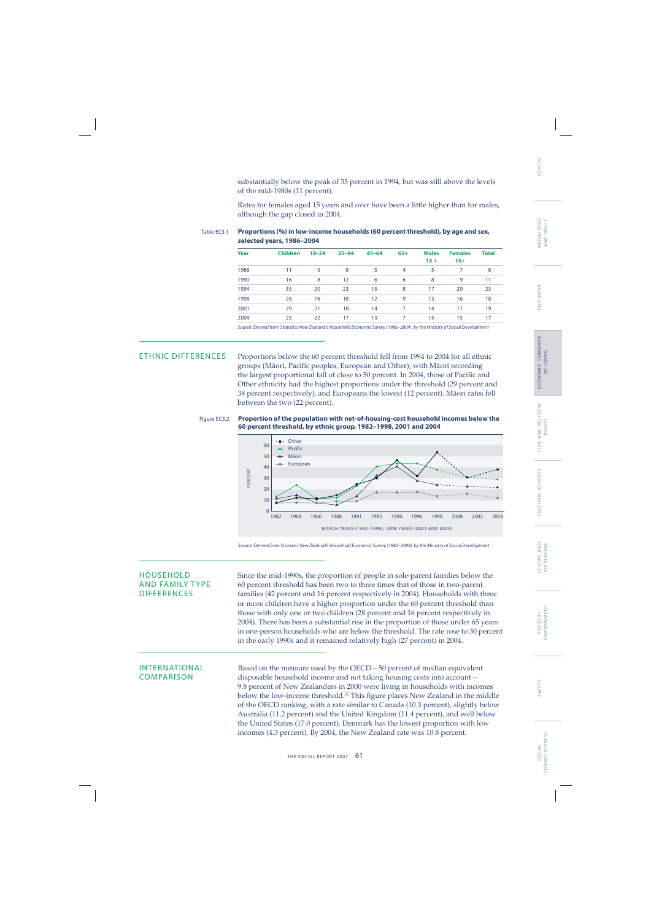substantially below the peak of 35 percent in 1994, but was still above the levels of the mid-1980s (11 percent).

Rates for females aged 15 years and over have been a little higher than for males, although the gap closed in 2004.

Table EC3.1 **Proportions (%) in low-income households (60 percent threshold), by age and sex, selected years, 1986–2004**

| Year | Children | 18–24 | 25–44 | 45–64 | 65+ | Males 15+ | Females 15+ | Total |
|---|---|---|---|---|---|---|---|---|
| 1986 | 11 | 5 | 8 | 5 | 4 | 5 | 7 | 8 |
| 1990 | 16 | 8 | 12 | 6 | 6 | 8 | 9 | 11 |
| 1994 | 35 | 20 | 23 | 15 | 8 | 17 | 20 | 23 |
| 1998 | 28 | 16 | 18 | 12 | 9 | 13 | 16 | 18 |
| 2001 | 29 | 21 | 18 | 14 | 7 | 14 | 17 | 19 |
| 2004 | 23 | 22 | 17 | 13 | 7 | 15 | 15 | 17 |

*Source: Derived from Statistics New Zealand's Household Economic Survey (1986–2004), by the Ministry of Social Development*

## ETHNIC DIFFERENCES

Proportions below the 60 percent threshold fell from 1994 to 2004 for all ethnic groups (Māori, Pacific peoples, European and Other), with Māori recording the largest proportional fall of close to 50 percent. In 2004, those of Pacific and Other ethnicity had the highest proportions under the threshold (29 percent and 38 percent respectively), and Europeans the lowest (12 percent). Māori rates fell between the two (22 percent).

Figure EC3.2 **Proportion of the population with net-of-housing-cost household incomes below the 60 percent threshold, by ethnic group, 1982–1998, 2001 and 2004**

*Source: Derived from Statistics New Zealand's Household Economic Survey (1982–2004), by the Ministry of Social Development*

## HOUSEHOLD AND FAMILY TYPE DIFFERENCES

Since the mid-1990s, the proportion of people in sole-parent families below the 60 percent threshold has been two to three times that of those in two-parent families (42 percent and 16 percent respectively in 2004). Households with three or more children have a higher proportion under the 60 percent threshold than those with only one or two children (28 percent and 16 percent respectively in 2004). There has been a substantial rise in the proportion of those under 65 years in one-person households who are below the threshold. The rate rose to 30 percent in the early 1990s and it remained relatively high (27 percent) in 2004.

## INTERNATIONAL COMPARISON

Based on the measure used by the OECD – 50 percent of median equivalent disposable household income and not taking housing costs into account – 9.8 percent of New Zealanders in 2000 were living in households with incomes below the low-income threshold.[57] This figure places New Zealand in the middle of the OECD ranking, with a rate similar to Canada (10.3 percent), slightly below Australia (11.2 percent) and the United Kingdom (11.4 percent), and well below the United States (17.0 percent). Denmark has the lowest proportion with low incomes (4.3 percent). By 2004, the New Zealand rate was 10.8 percent.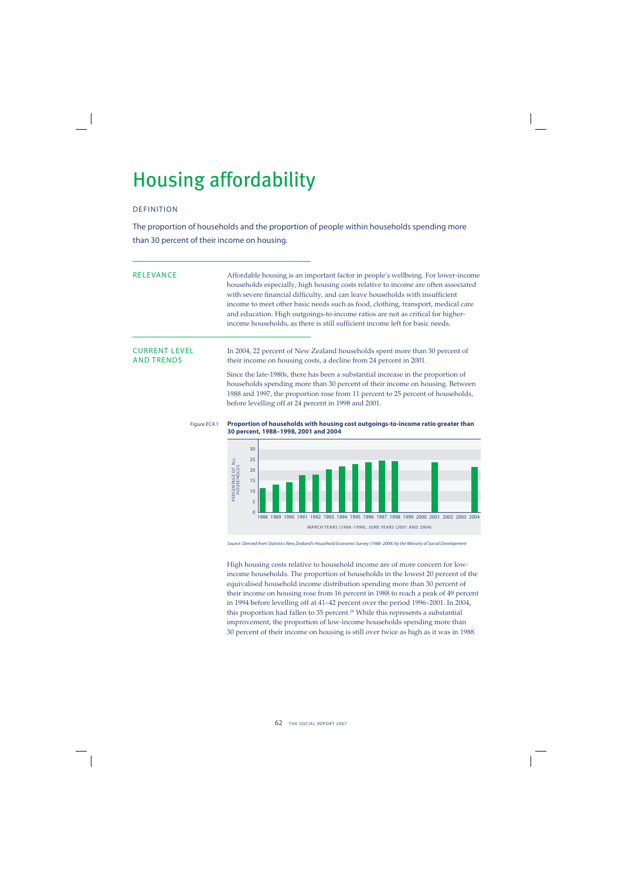# Housing affordability

## DEFINITION

The proportion of households and the proportion of people within households spending more than 30 percent of their income on housing.

## RELEVANCE

Affordable housing is an important factor in people's wellbeing. For lower-income households especially, high housing costs relative to income are often associated with severe financial difficulty, and can leave households with insufficient income to meet other basic needs such as food, clothing, transport, medical care and education. High outgoings-to-income ratios are not as critical for higher-income households, as there is still sufficient income left for basic needs.

## CURRENT LEVEL AND TRENDS

In 2004, 22 percent of New Zealand households spent more than 30 percent of their income on housing costs, a decline from 24 percent in 2001.

Since the late-1980s, there has been a substantial increase in the proportion of households spending more than 30 percent of their income on housing. Between 1988 and 1997, the proportion rose from 11 percent to 25 percent of households, before levelling off at 24 percent in 1998 and 2001.

Figure EC4.1 **Proportion of households with housing cost outgoings-to-income ratio greater than 30 percent, 1988–1998, 2001 and 2004**

*Source: Derived from Statistics New Zealand's Household Economic Survey (1988–2004) by the Ministry of Social Development*

High housing costs relative to household income are of more concern for low-income households. The proportion of households in the lowest 20 percent of the equivalised household income distribution spending more than 30 percent of their income on housing rose from 16 percent in 1988 to reach a peak of 49 percent in 1994 before levelling off at 41–42 percent over the period 1996–2001. In 2004, this proportion had fallen to 35 percent.[58] While this represents a substantial improvement, the proportion of low-income households spending more than 30 percent of their income on housing is still over twice as high as it was in 1988.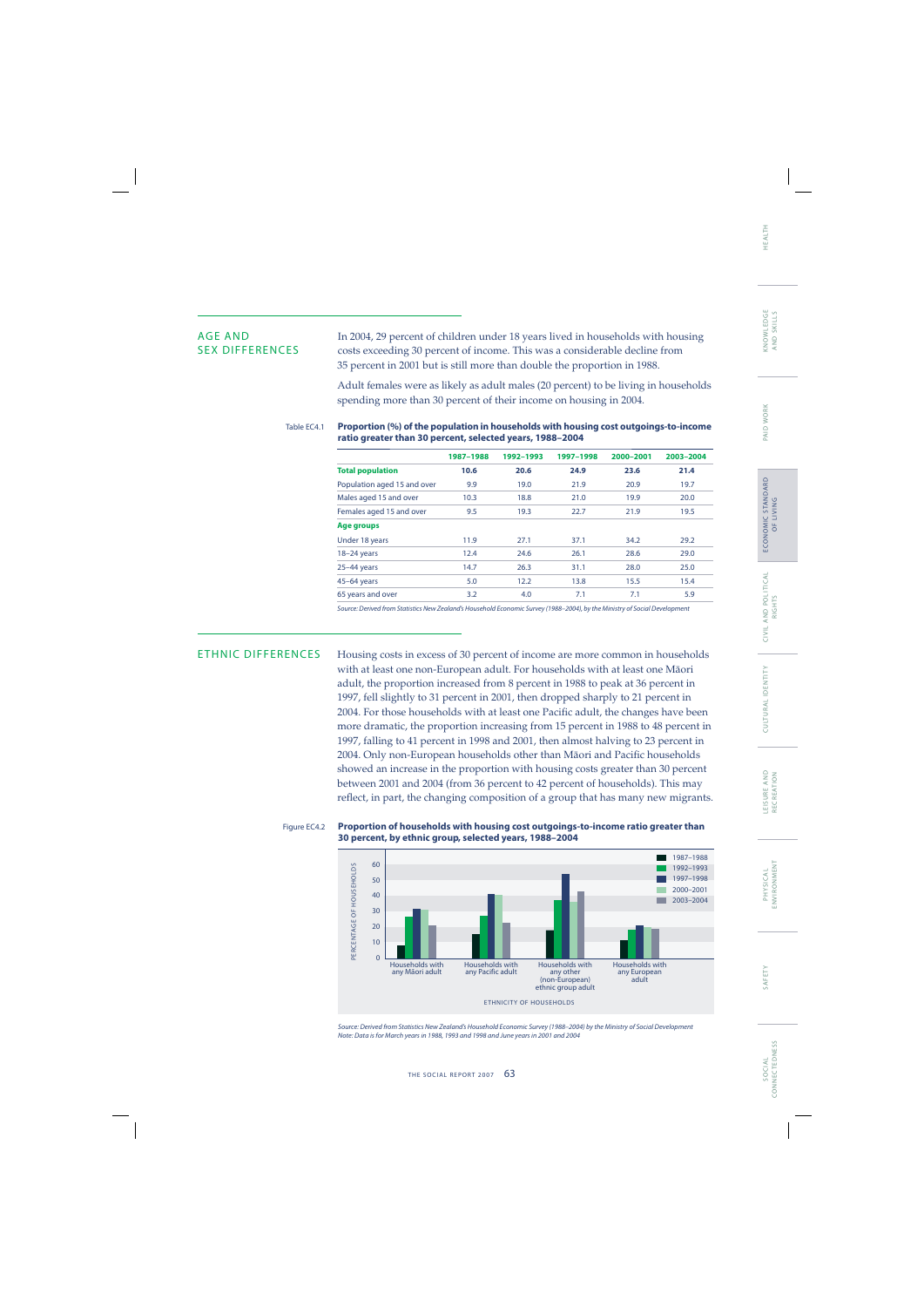## AGE AND SEX DIFFERENCES

In 2004, 29 percent of children under 18 years lived in households with housing costs exceeding 30 percent of income. This was a considerable decline from 35 percent in 2001 but is still more than double the proportion in 1988.

Adult females were as likely as adult males (20 percent) to be living in households spending more than 30 percent of their income on housing in 2004.

Table EC4.1 **Proportion (%) of the population in households with housing cost outgoings-to-income ratio greater than 30 percent, selected years, 1988–2004**

| | 1987–1988 | 1992–1993 | 1997–1998 | 2000–2001 | 2003–2004 |
|---|---|---|---|---|---|
| **Total population** | **10.6** | **20.6** | **24.9** | **23.6** | **21.4** |
| Population aged 15 and over | 9.9 | 19.0 | 21.9 | 20.9 | 19.7 |
| Males aged 15 and over | 10.3 | 18.8 | 21.0 | 19.9 | 20.0 |
| Females aged 15 and over | 9.5 | 19.3 | 22.7 | 21.9 | 19.5 |
| **Age groups** | | | | | |
| Under 18 years | 11.9 | 27.1 | 37.1 | 34.2 | 29.2 |
| 18–24 years | 12.4 | 24.6 | 26.1 | 28.6 | 29.0 |
| 25–44 years | 14.7 | 26.3 | 31.1 | 28.0 | 25.0 |
| 45–64 years | 5.0 | 12.2 | 13.8 | 15.5 | 15.4 |
| 65 years and over | 3.2 | 4.0 | 7.1 | 7.1 | 5.9 |

*Source: Derived from Statistics New Zealand's Household Economic Survey (1988–2004), by the Ministry of Social Development*

## ETHNIC DIFFERENCES

Housing costs in excess of 30 percent of income are more common in households with at least one non-European adult. For households with at least one Māori adult, the proportion increased from 8 percent in 1988 to peak at 36 percent in 1997, fell slightly to 31 percent in 2001, then dropped sharply to 21 percent in 2004. For those households with at least one Pacific adult, the changes have been more dramatic, the proportion increasing from 15 percent in 1988 to 48 percent in 1997, falling to 41 percent in 1998 and 2001, then almost halving to 23 percent in 2004. Only non-European households other than Māori and Pacific households showed an increase in the proportion with housing costs greater than 30 percent between 2001 and 2004 (from 36 percent to 42 percent of households). This may reflect, in part, the changing composition of a group that has many new migrants.

Figure EC4.2 **Proportion of households with housing cost outgoings-to-income ratio greater than 30 percent, by ethnic group, selected years, 1988–2004**

*Source: Derived from Statistics New Zealand's Household Economic Survey (1988–2004) by the Ministry of Social Development*
*Note: Data is for March years in 1988, 1993 and 1998 and June years in 2001 and 2004*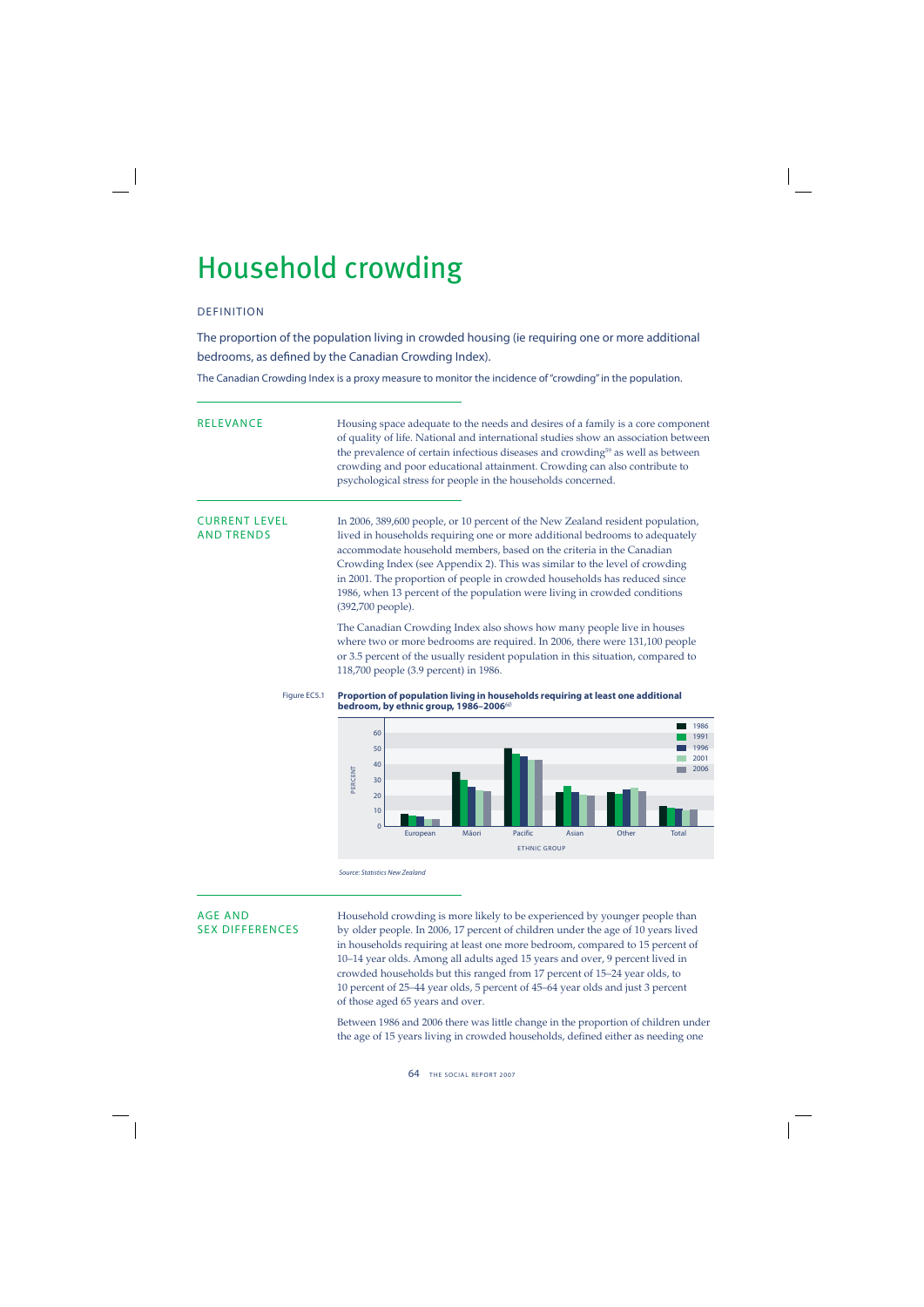# Household crowding

## DEFINITION

The proportion of the population living in crowded housing (ie requiring one or more additional bedrooms, as defined by the Canadian Crowding Index).

The Canadian Crowding Index is a proxy measure to monitor the incidence of "crowding" in the population.

## RELEVANCE

Housing space adequate to the needs and desires of a family is a core component of quality of life. National and international studies show an association between the prevalence of certain infectious diseases and crowding[59] as well as between crowding and poor educational attainment. Crowding can also contribute to psychological stress for people in the households concerned.

## CURRENT LEVEL AND TRENDS

In 2006, 389,600 people, or 10 percent of the New Zealand resident population, lived in households requiring one or more additional bedrooms to adequately accommodate household members, based on the criteria in the Canadian Crowding Index (see Appendix 2). This was similar to the level of crowding in 2001. The proportion of people in crowded households has reduced since 1986, when 13 percent of the population were living in crowded conditions (392,700 people).

The Canadian Crowding Index also shows how many people live in houses where two or more bedrooms are required. In 2006, there were 131,100 people or 3.5 percent of the usually resident population in this situation, compared to 118,700 people (3.9 percent) in 1986.

Figure EC5.1 **Proportion of population living in households requiring at least one additional bedroom, by ethnic group, 1986–2006**[60]

Source: Statistics New Zealand

## AGE AND SEX DIFFERENCES

Household crowding is more likely to be experienced by younger people than by older people. In 2006, 17 percent of children under the age of 10 years lived in households requiring at least one more bedroom, compared to 15 percent of 10–14 year olds. Among all adults aged 15 years and over, 9 percent lived in crowded households but this ranged from 17 percent of 15–24 year olds, to 10 percent of 25–44 year olds, 5 percent of 45–64 year olds and just 3 percent of those aged 65 years and over.

Between 1986 and 2006 there was little change in the proportion of children under the age of 15 years living in crowded households, defined either as needing one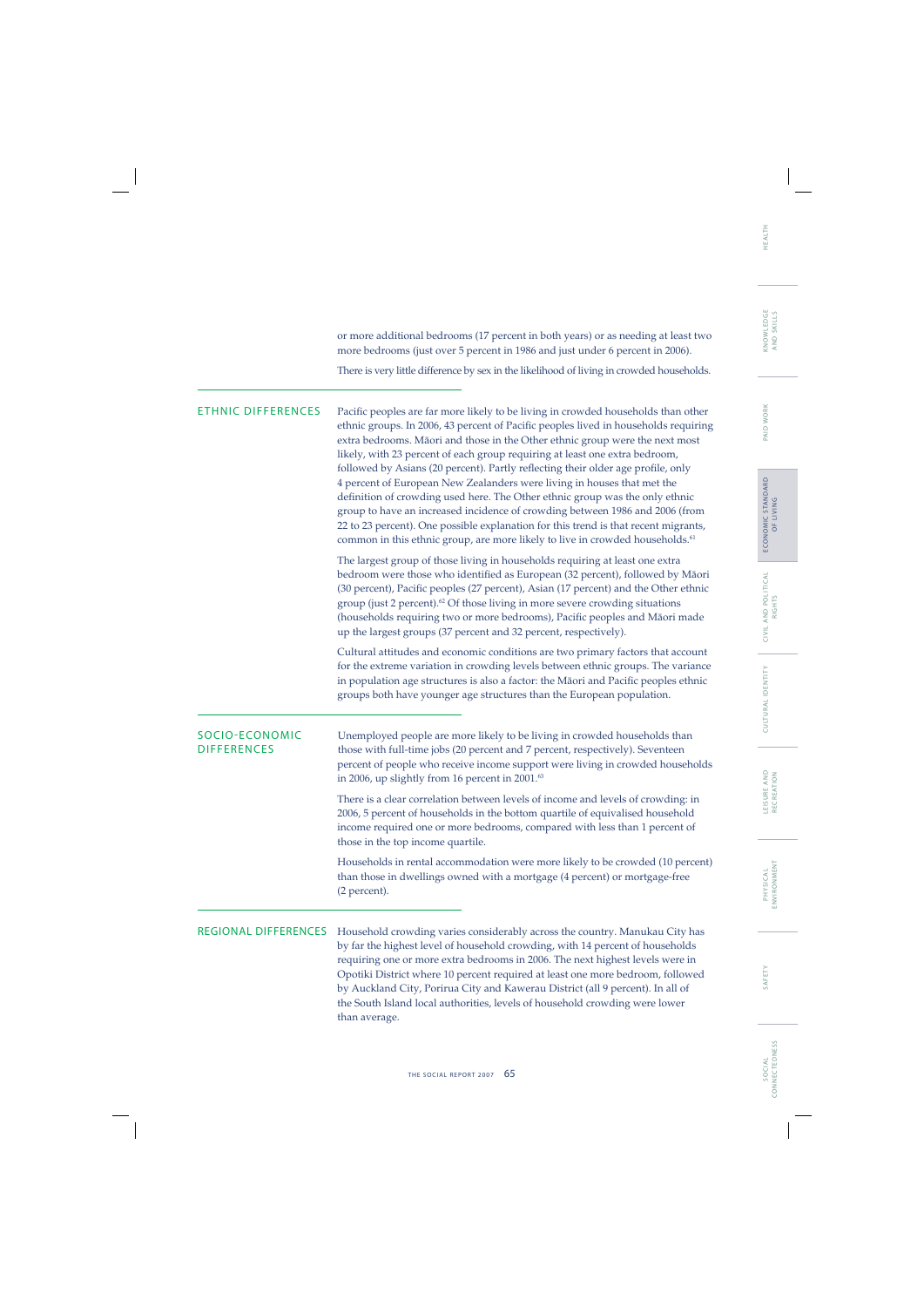or more additional bedrooms (17 percent in both years) or as needing at least two more bedrooms (just over 5 percent in 1986 and just under 6 percent in 2006).

There is very little difference by sex in the likelihood of living in crowded households.

## ETHNIC DIFFERENCES

Pacific peoples are far more likely to be living in crowded households than other ethnic groups. In 2006, 43 percent of Pacific peoples lived in households requiring extra bedrooms. Māori and those in the Other ethnic group were the next most likely, with 23 percent of each group requiring at least one extra bedroom, followed by Asians (20 percent). Partly reflecting their older age profile, only 4 percent of European New Zealanders were living in houses that met the definition of crowding used here. The Other ethnic group was the only ethnic group to have an increased incidence of crowding between 1986 and 2006 (from 22 to 23 percent). One possible explanation for this trend is that recent migrants, common in this ethnic group, are more likely to live in crowded households.[61]

The largest group of those living in households requiring at least one extra bedroom were those who identified as European (32 percent), followed by Māori (30 percent), Pacific peoples (27 percent), Asian (17 percent) and the Other ethnic group (just 2 percent).[62] Of those living in more severe crowding situations (households requiring two or more bedrooms), Pacific peoples and Māori made up the largest groups (37 percent and 32 percent, respectively).

Cultural attitudes and economic conditions are two primary factors that account for the extreme variation in crowding levels between ethnic groups. The variance in population age structures is also a factor: the Māori and Pacific peoples ethnic groups both have younger age structures than the European population.

## SOCIO-ECONOMIC DIFFERENCES

Unemployed people are more likely to be living in crowded households than those with full-time jobs (20 percent and 7 percent, respectively). Seventeen percent of people who receive income support were living in crowded households in 2006, up slightly from 16 percent in 2001.[63]

There is a clear correlation between levels of income and levels of crowding: in 2006, 5 percent of households in the bottom quartile of equivalised household income required one or more bedrooms, compared with less than 1 percent of those in the top income quartile.

Households in rental accommodation were more likely to be crowded (10 percent) than those in dwellings owned with a mortgage (4 percent) or mortgage-free (2 percent).

## REGIONAL DIFFERENCES

Household crowding varies considerably across the country. Manukau City has by far the highest level of household crowding, with 14 percent of households requiring one or more extra bedrooms in 2006. The next highest levels were in Opotiki District where 10 percent required at least one more bedroom, followed by Auckland City, Porirua City and Kawerau District (all 9 percent). In all of the South Island local authorities, levels of household crowding were lower than average.